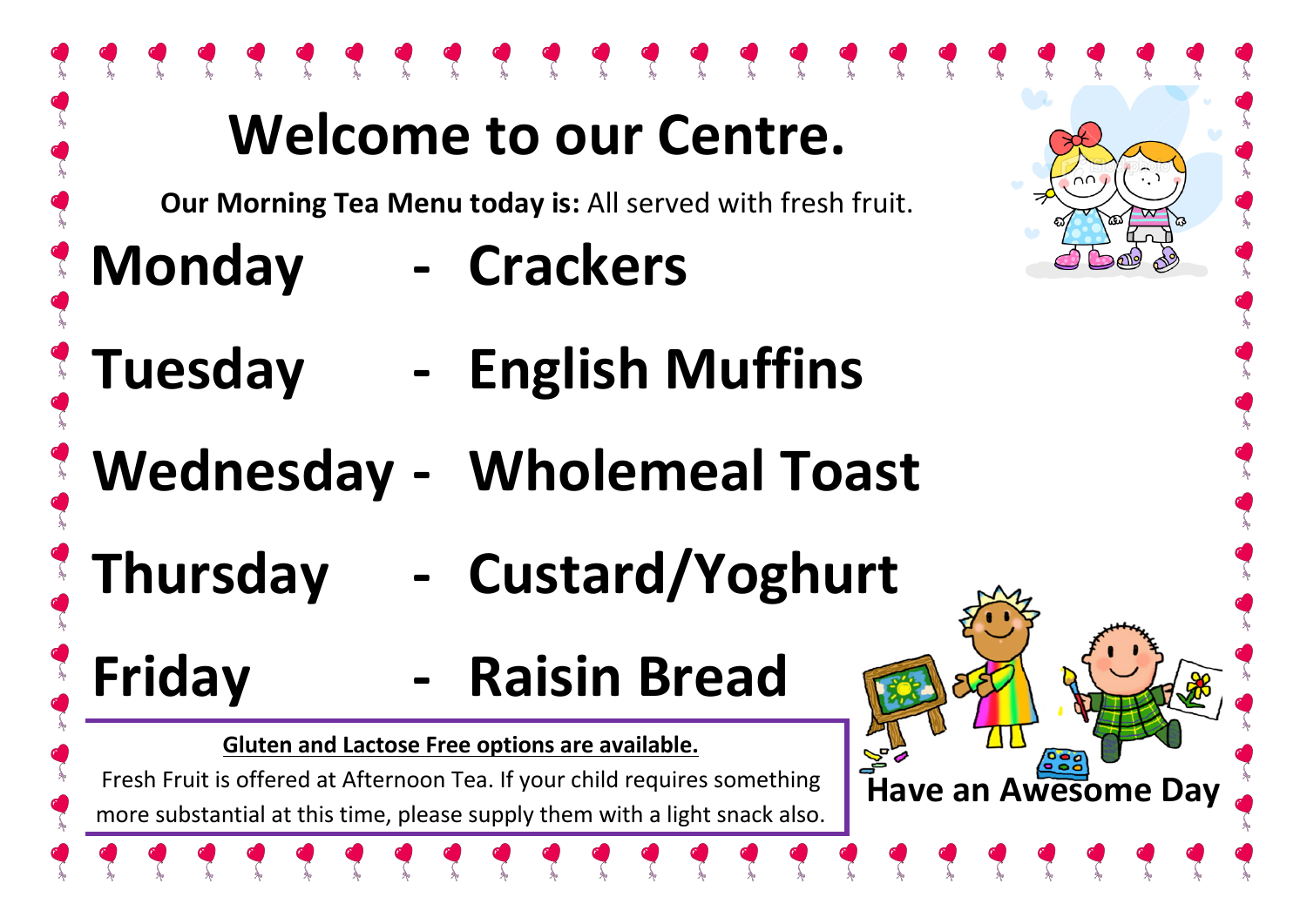# Welcome to our Centre.

**Our Morning Tea Menu today is:** All served with fresh fruit.

## Monday - Crackers

## Tuesday - English Muffins

## Wednesday - Wholemeal Toast

## Thursday - Custard/Yoghurt

## Friday - Raisin Bread

**Gluten and Lactose Free options are available.**

Fresh Fruit is offered at Afternoon Tea. If your child requires something more substantial at this time, please supply them with a light snack also.

**Have an Awesome Day**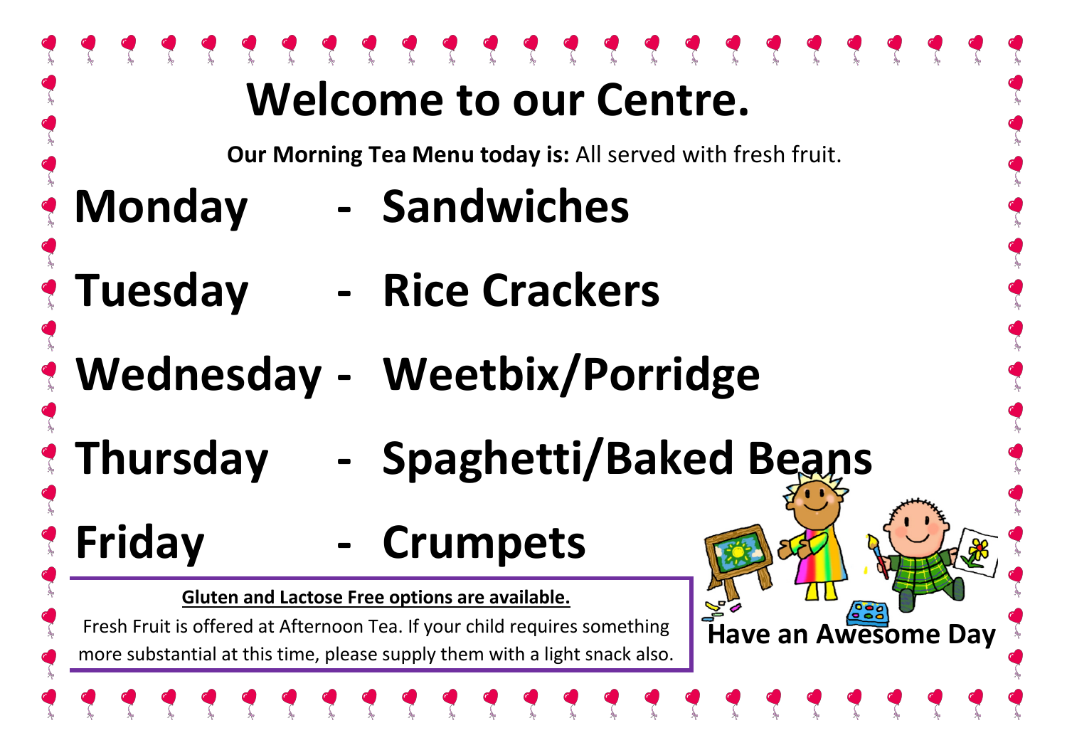# Welcome to our Centre.

**Our Morning Tea Menu today is:** All served with fresh fruit.

## Monday - Sandwiches

## Tuesday - Rice Crackers

## Wednesday - Weetbix/Porridge

## Thursday - Spaghetti/Baked Beans

## Friday - Crumpets

**Gluten and Lactose Free options are available.**

Fresh Fruit is offered at Afternoon Tea. If your child requires something more substantial at this time, please supply them with a light snack also.

**Have an Awesome Day**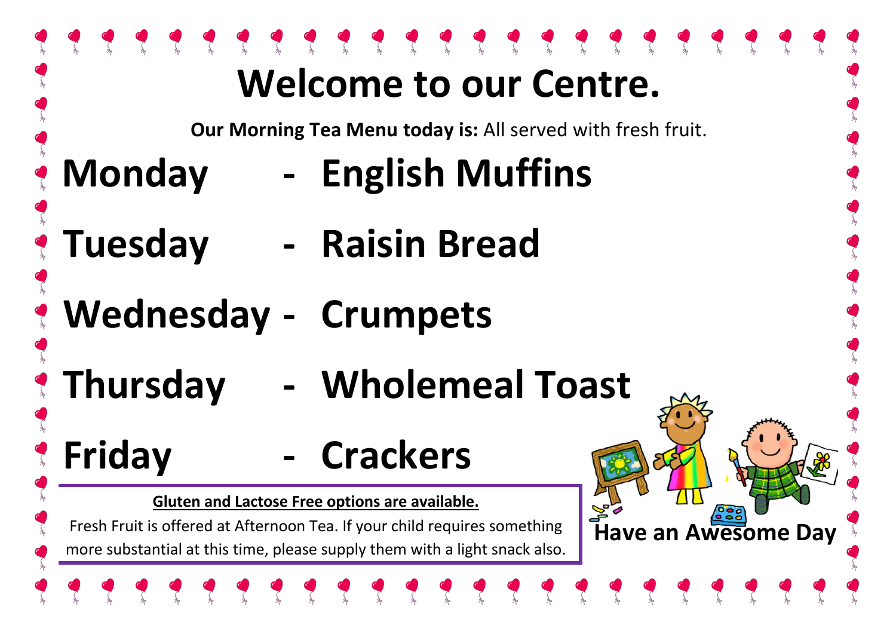# Welcome to our Centre.

**Our Morning Tea Menu today is:** All served with fresh fruit.

## Monday - English Muffins

## Tuesday - Raisin Bread

## Wednesday - Crumpets

## Thursday - Wholemeal Toast

## Friday - Crackers

**Gluten and Lactose Free options are available.**

Fresh Fruit is offered at Afternoon Tea. If your child requires something more substantial at this time, please supply them with a light snack also.

**Have an Awesome Day**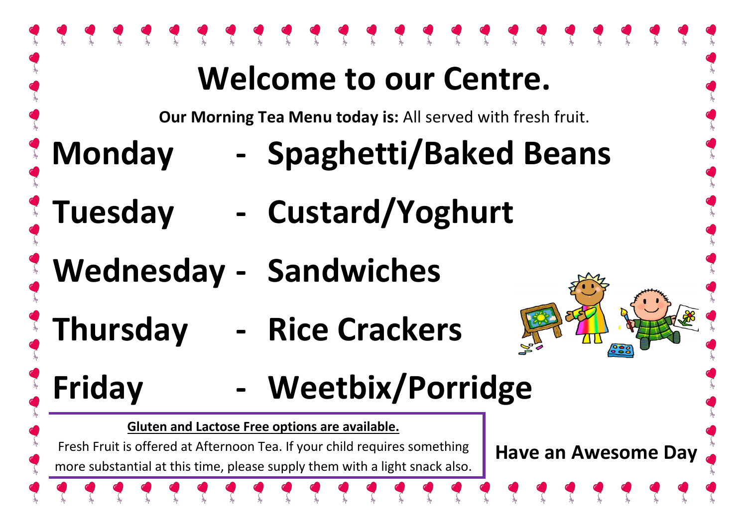# Welcome to our Centre.

**Our Morning Tea Menu today is:** All served with fresh fruit.

## Monday - Spaghetti/Baked Beans

## Tuesday - Custard/Yoghurt

## Wednesday - Sandwiches

## Thursday - Rice Crackers

## Friday - Weetbix/Porridge

**Gluten and Lactose Free options are available.**

Fresh Fruit is offered at Afternoon Tea. If your child requires something more substantial at this time, please supply them with a light snack also.

**Have an Awesome Day**